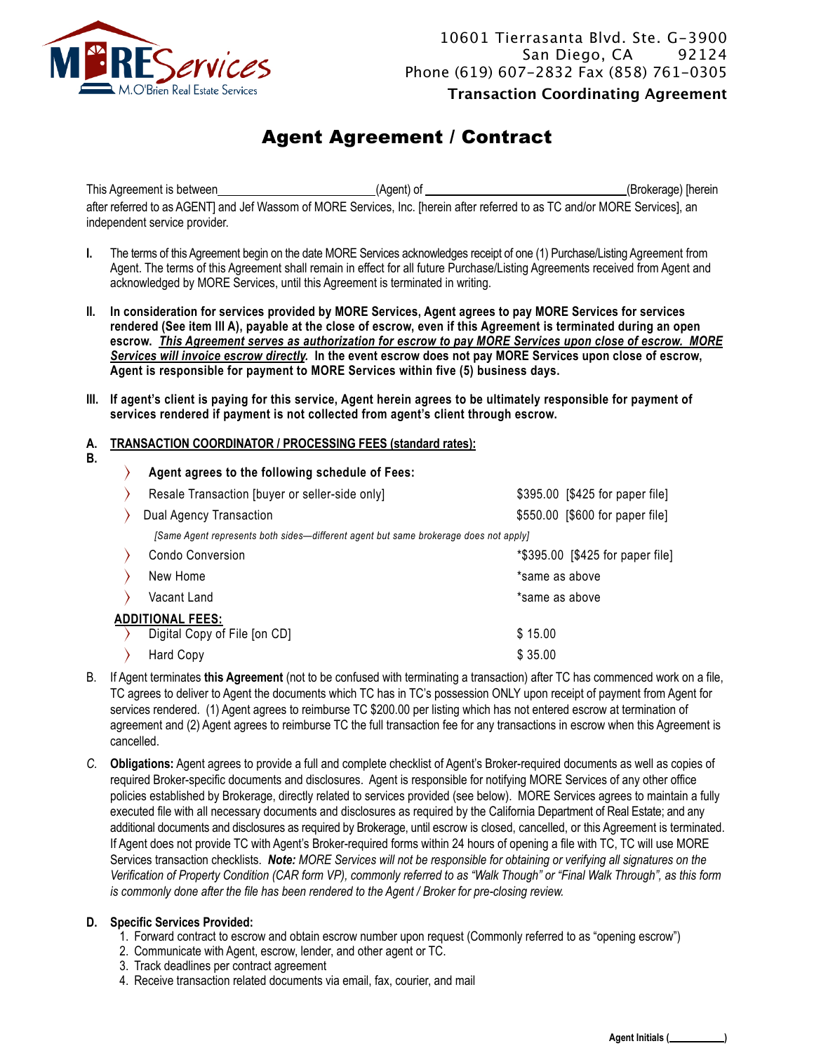10601 Tierrasanta Blvd. Ste. G-3900
San Diego, CA 92124
Phone (619) 607-2832 Fax (858) 761-0305

**Transaction Coordinating Agreement**

# Agent Agreement / Contract

This Agreement is between_________________________(Agent) of _______________________________(Brokerage) [herein after referred to as AGENT] and Jef Wassom of MORE Services, Inc. [herein after referred to as TC and/or MORE Services], an independent service provider.

**I.** The terms of this Agreement begin on the date MORE Services acknowledges receipt of one (1) Purchase/Listing Agreement from Agent. The terms of this Agreement shall remain in effect for all future Purchase/Listing Agreements received from Agent and acknowledged by MORE Services, until this Agreement is terminated in writing.

**II.** **In consideration for services provided by MORE Services, Agent agrees to pay MORE Services for services rendered (See item III A), payable at the close of escrow, even if this Agreement is terminated during an open escrow.** ***This Agreement serves as authorization for escrow to pay MORE Services upon close of escrow. MORE Services will invoice escrow directly.*** **In the event escrow does not pay MORE Services upon close of escrow, Agent is responsible for payment to MORE Services within five (5) business days.**

**III.** **If agent's client is paying for this service, Agent herein agrees to be ultimately responsible for payment of services rendered if payment is not collected from agent's client through escrow.**

**A.** **TRANSACTION COORDINATOR / PROCESSING FEES (standard rates):**

**B.**

- **Agent agrees to the following schedule of Fees:**

| | |
|---|---|
| Resale Transaction [buyer or seller-side only] | $395.00 [$425 for paper file] |
| Dual Agency Transaction | $550.00 [$600 for paper file] |
| *[Same Agent represents both sides—different agent but same brokerage does not apply]* | |
| Condo Conversion | *$395.00 [$425 for paper file] |
| New Home | *same as above |
| Vacant Land | *same as above |

**ADDITIONAL FEES:**

| | |
|---|---|
| Digital Copy of File [on CD] | $ 15.00 |
| Hard Copy | $ 35.00 |

B. If Agent terminates **this Agreement** (not to be confused with terminating a transaction) after TC has commenced work on a file, TC agrees to deliver to Agent the documents which TC has in TC's possession ONLY upon receipt of payment from Agent for services rendered. (1) Agent agrees to reimburse TC $200.00 per listing which has not entered escrow at termination of agreement and (2) Agent agrees to reimburse TC the full transaction fee for any transactions in escrow when this Agreement is cancelled.

*C.* **Obligations:** Agent agrees to provide a full and complete checklist of Agent's Broker-required documents as well as copies of required Broker-specific documents and disclosures. Agent is responsible for notifying MORE Services of any other office policies established by Brokerage, directly related to services provided (see below). MORE Services agrees to maintain a fully executed file with all necessary documents and disclosures as required by the California Department of Real Estate; and any additional documents and disclosures as required by Brokerage, until escrow is closed, cancelled, or this Agreement is terminated. If Agent does not provide TC with Agent's Broker-required forms within 24 hours of opening a file with TC, TC will use MORE Services transaction checklists. ***Note:*** *MORE Services will not be responsible for obtaining or verifying all signatures on the Verification of Property Condition (CAR form VP), commonly referred to as "Walk Though" or "Final Walk Through", as this form is commonly done after the file has been rendered to the Agent / Broker for pre-closing review.*

**D.** **Specific Services Provided:**

1. Forward contract to escrow and obtain escrow number upon request (Commonly referred to as "opening escrow")
2. Communicate with Agent, escrow, lender, and other agent or TC.
3. Track deadlines per contract agreement
4. Receive transaction related documents via email, fax, courier, and mail

**Agent Initials (__________)**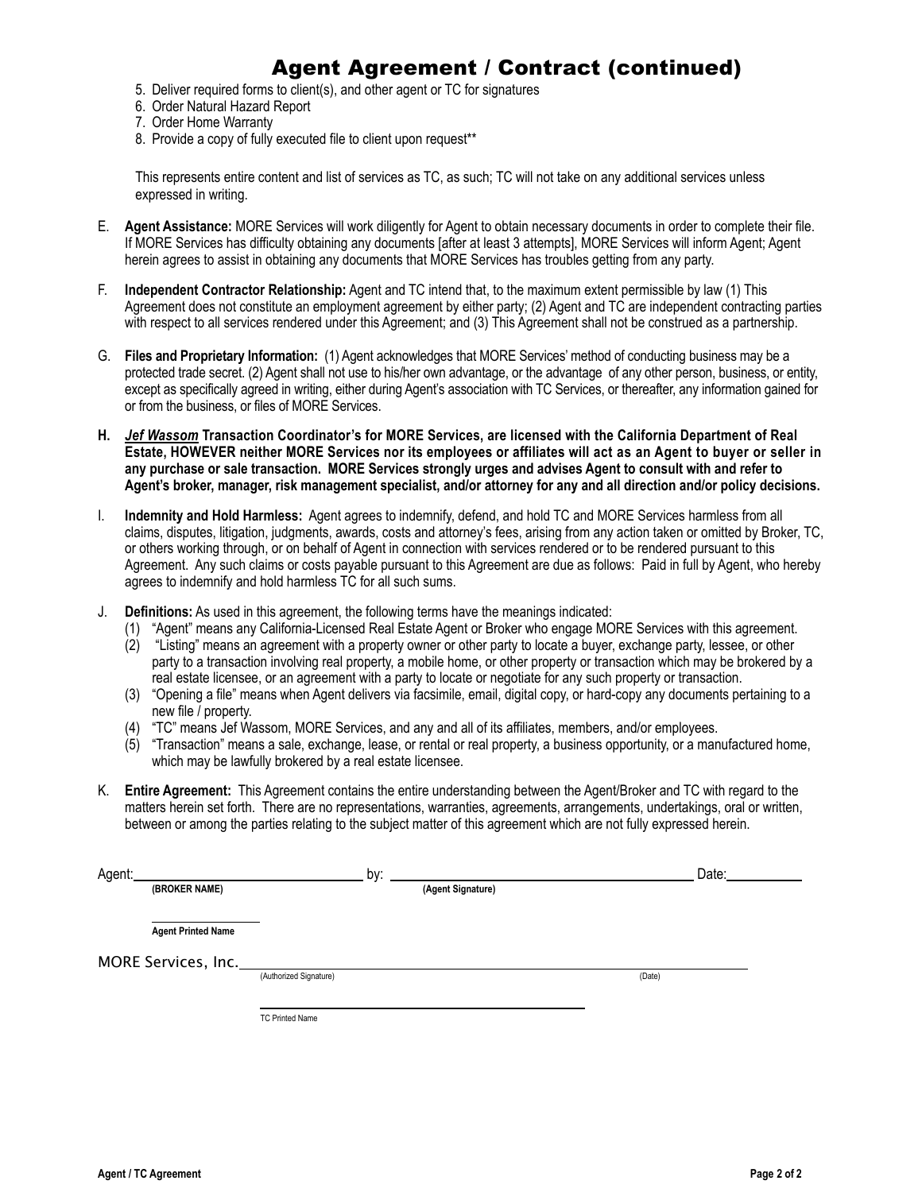# Agent Agreement / Contract (continued)

5. Deliver required forms to client(s), and other agent or TC for signatures
6. Order Natural Hazard Report
7. Order Home Warranty
8. Provide a copy of fully executed file to client upon request**

This represents entire content and list of services as TC, as such; TC will not take on any additional services unless expressed in writing.

E. **Agent Assistance:** MORE Services will work diligently for Agent to obtain necessary documents in order to complete their file. If MORE Services has difficulty obtaining any documents [after at least 3 attempts], MORE Services will inform Agent; Agent herein agrees to assist in obtaining any documents that MORE Services has troubles getting from any party.

F. **Independent Contractor Relationship:** Agent and TC intend that, to the maximum extent permissible by law (1) This Agreement does not constitute an employment agreement by either party; (2) Agent and TC are independent contracting parties with respect to all services rendered under this Agreement; and (3) This Agreement shall not be construed as a partnership.

G. **Files and Proprietary Information:** (1) Agent acknowledges that MORE Services' method of conducting business may be a protected trade secret. (2) Agent shall not use to his/her own advantage, or the advantage of any other person, business, or entity, except as specifically agreed in writing, either during Agent's association with TC Services, or thereafter, any information gained for or from the business, or files of MORE Services.

H. ***Jef Wassom*** **Transaction Coordinator's for MORE Services, are licensed with the California Department of Real Estate, HOWEVER neither MORE Services nor its employees or affiliates will act as an Agent to buyer or seller in any purchase or sale transaction. MORE Services strongly urges and advises Agent to consult with and refer to Agent's broker, manager, risk management specialist, and/or attorney for any and all direction and/or policy decisions.**

I. **Indemnity and Hold Harmless:** Agent agrees to indemnify, defend, and hold TC and MORE Services harmless from all claims, disputes, litigation, judgments, awards, costs and attorney's fees, arising from any action taken or omitted by Broker, TC, or others working through, or on behalf of Agent in connection with services rendered or to be rendered pursuant to this Agreement. Any such claims or costs payable pursuant to this Agreement are due as follows: Paid in full by Agent, who hereby agrees to indemnify and hold harmless TC for all such sums.

J. **Definitions:** As used in this agreement, the following terms have the meanings indicated:
   (1) "Agent" means any California-Licensed Real Estate Agent or Broker who engage MORE Services with this agreement.
   (2) "Listing" means an agreement with a property owner or other party to locate a buyer, exchange party, lessee, or other party to a transaction involving real property, a mobile home, or other property or transaction which may be brokered by a real estate licensee, or an agreement with a party to locate or negotiate for any such property or transaction.
   (3) "Opening a file" means when Agent delivers via facsimile, email, digital copy, or hard-copy any documents pertaining to a new file / property.
   (4) "TC" means Jef Wassom, MORE Services, and any and all of its affiliates, members, and/or employees.
   (5) "Transaction" means a sale, exchange, lease, or rental or real property, a business opportunity, or a manufactured home, which may be lawfully brokered by a real estate licensee.

K. **Entire Agreement:** This Agreement contains the entire understanding between the Agent/Broker and TC with regard to the matters herein set forth. There are no representations, warranties, agreements, arrangements, undertakings, oral or written, between or among the parties relating to the subject matter of this agreement which are not fully expressed herein.

Agent: ______________________ by: ______________________ Date: __________
**(BROKER NAME)** **(Agent Signature)**

______________________
**Agent Printed Name**

MORE Services, Inc. ______________________________________________
(Authorized Signature) (Date)

______________________
TC Printed Name